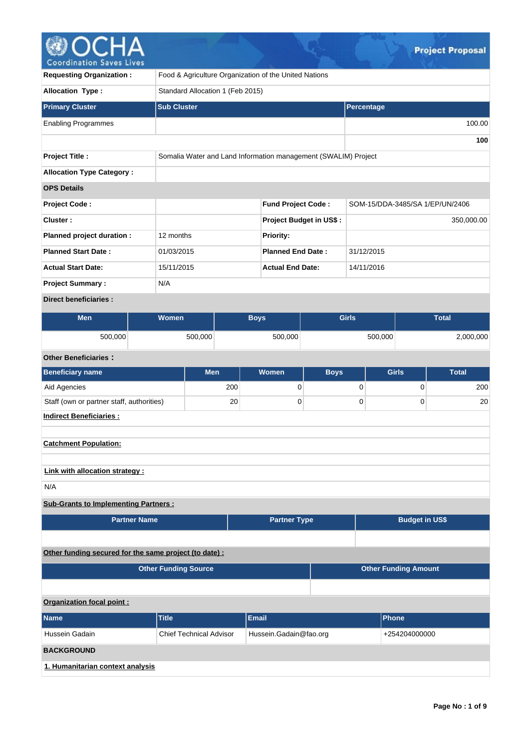# OCHA Coordination Saves Lives — Project Proposal

| | |
|---|---|
| **Requesting Organization :** | Food & Agriculture Organization of the United Nations |
| **Allocation Type :** | Standard Allocation 1 (Feb 2015) |

| Primary Cluster | Sub Cluster | Percentage |
|---|---|---|
| Enabling Programmes | | 100.00 |
| | | **100** |

| | |
|---|---|
| **Project Title :** | Somalia Water and Land Information management (SWALIM) Project |
| **Allocation Type Category :** | |

**OPS Details**

| | | | |
|---|---|---|---|
| **Project Code :** | | **Fund Project Code :** | SOM-15/DDA-3485/SA 1/EP/UN/2406 |
| **Cluster :** | | **Project Budget in US$ :** | 350,000.00 |
| **Planned project duration :** | 12 months | **Priority:** | |
| **Planned Start Date :** | 01/03/2015 | **Planned End Date :** | 31/12/2015 |
| **Actual Start Date:** | 15/11/2015 | **Actual End Date:** | 14/11/2016 |
| **Project Summary :** | N/A | | |

**Direct beneficiaries :**

| Men | Women | Boys | Girls | Total |
|---|---|---|---|---|
| 500,000 | 500,000 | 500,000 | 500,000 | 2,000,000 |

**Other Beneficiaries :**

| Beneficiary name | Men | Women | Boys | Girls | Total |
|---|---|---|---|---|---|
| Aid Agencies | 200 | 0 | 0 | 0 | 200 |
| Staff (own or partner staff, authorities) | 20 | 0 | 0 | 0 | 20 |

**Indirect Beneficiaries :**

**Catchment Population:**

**Link with allocation strategy :**

N/A

**Sub-Grants to Implementing Partners :**

| Partner Name | Partner Type | Budget in US$ |
|---|---|---|
| | | |

**Other funding secured for the same project (to date) :**

| Other Funding Source | Other Funding Amount |
|---|---|
| | |

**Organization focal point :**

| Name | Title | Email | Phone |
|---|---|---|---|
| Hussein Gadain | Chief Technical Advisor | Hussein.Gadain@fao.org | +254204000000 |

## BACKGROUND

### 1. Humanitarian context analysis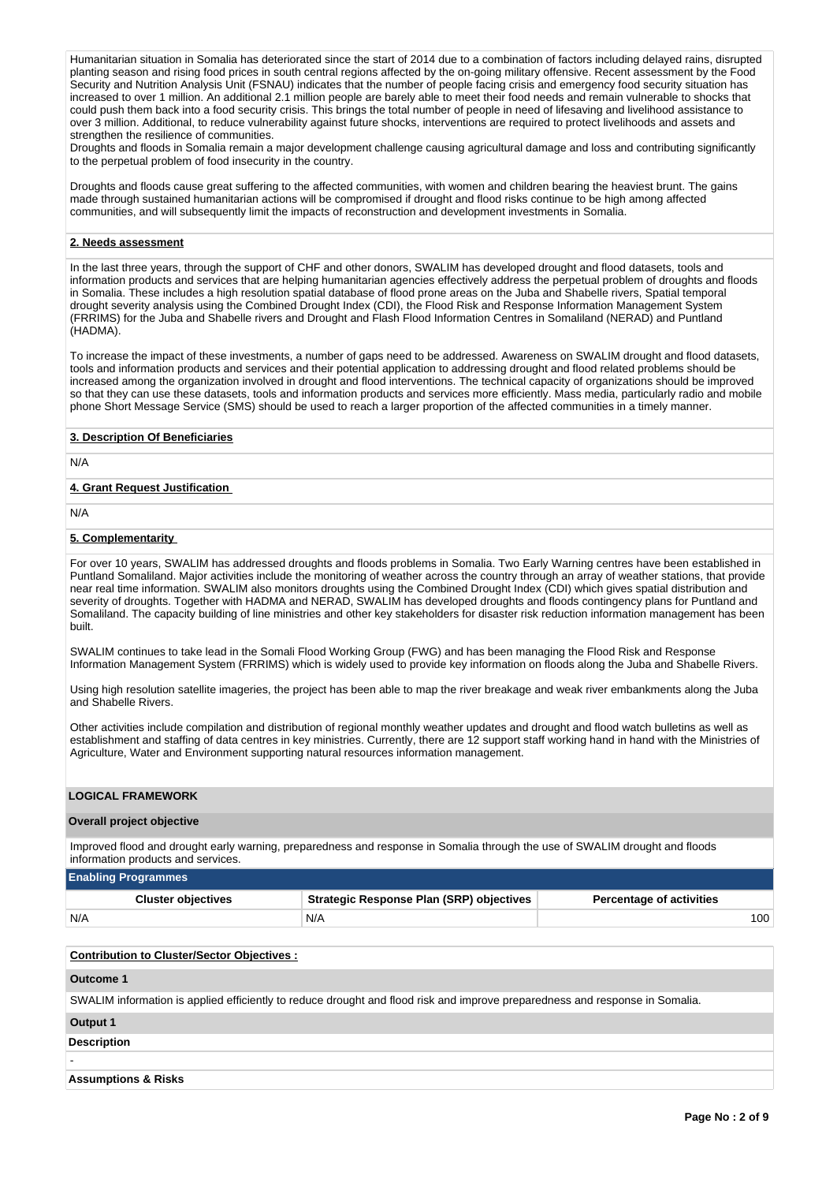Humanitarian situation in Somalia has deteriorated since the start of 2014 due to a combination of factors including delayed rains, disrupted planting season and rising food prices in south central regions affected by the on-going military offensive. Recent assessment by the Food Security and Nutrition Analysis Unit (FSNAU) indicates that the number of people facing crisis and emergency food security situation has increased to over 1 million. An additional 2.1 million people are barely able to meet their food needs and remain vulnerable to shocks that could push them back into a food security crisis. This brings the total number of people in need of lifesaving and livelihood assistance to over 3 million. Additional, to reduce vulnerability against future shocks, interventions are required to protect livelihoods and assets and strengthen the resilience of communities.
Droughts and floods in Somalia remain a major development challenge causing agricultural damage and loss and contributing significantly to the perpetual problem of food insecurity in the country.

Droughts and floods cause great suffering to the affected communities, with women and children bearing the heaviest brunt. The gains made through sustained humanitarian actions will be compromised if drought and flood risks continue to be high among affected communities, and will subsequently limit the impacts of reconstruction and development investments in Somalia.

**2. Needs assessment**

In the last three years, through the support of CHF and other donors, SWALIM has developed drought and flood datasets, tools and information products and services that are helping humanitarian agencies effectively address the perpetual problem of droughts and floods in Somalia. These includes a high resolution spatial database of flood prone areas on the Juba and Shabelle rivers, Spatial temporal drought severity analysis using the Combined Drought Index (CDI), the Flood Risk and Response Information Management System (FRRIMS) for the Juba and Shabelle rivers and Drought and Flash Flood Information Centres in Somaliland (NERAD) and Puntland (HADMA).

To increase the impact of these investments, a number of gaps need to be addressed. Awareness on SWALIM drought and flood datasets, tools and information products and services and their potential application to addressing drought and flood related problems should be increased among the organization involved in drought and flood interventions. The technical capacity of organizations should be improved so that they can use these datasets, tools and information products and services more efficiently. Mass media, particularly radio and mobile phone Short Message Service (SMS) should be used to reach a larger proportion of the affected communities in a timely manner.

**3. Description Of Beneficiaries**

N/A

**4. Grant Request Justification**

N/A

**5. Complementarity**

For over 10 years, SWALIM has addressed droughts and floods problems in Somalia. Two Early Warning centres have been established in Puntland Somaliland. Major activities include the monitoring of weather across the country through an array of weather stations, that provide near real time information. SWALIM also monitors droughts using the Combined Drought Index (CDI) which gives spatial distribution and severity of droughts. Together with HADMA and NERAD, SWALIM has developed droughts and floods contingency plans for Puntland and Somaliland. The capacity building of line ministries and other key stakeholders for disaster risk reduction information management has been built.

SWALIM continues to take lead in the Somali Flood Working Group (FWG) and has been managing the Flood Risk and Response Information Management System (FRRIMS) which is widely used to provide key information on floods along the Juba and Shabelle Rivers.

Using high resolution satellite imageries, the project has been able to map the river breakage and weak river embankments along the Juba and Shabelle Rivers.

Other activities include compilation and distribution of regional monthly weather updates and drought and flood watch bulletins as well as establishment and staffing of data centres in key ministries. Currently, there are 12 support staff working hand in hand with the Ministries of Agriculture, Water and Environment supporting natural resources information management.

## LOGICAL FRAMEWORK

**Overall project objective**

Improved flood and drought early warning, preparedness and response in Somalia through the use of SWALIM drought and floods information products and services.

**Enabling Programmes**

| Cluster objectives | Strategic Response Plan (SRP) objectives | Percentage of activities |
|---|---|---|
| N/A | N/A | 100 |

**Contribution to Cluster/Sector Objectives :**

**Outcome 1**

SWALIM information is applied efficiently to reduce drought and flood risk and improve preparedness and response in Somalia.

**Output 1**

**Description**

-

**Assumptions & Risks**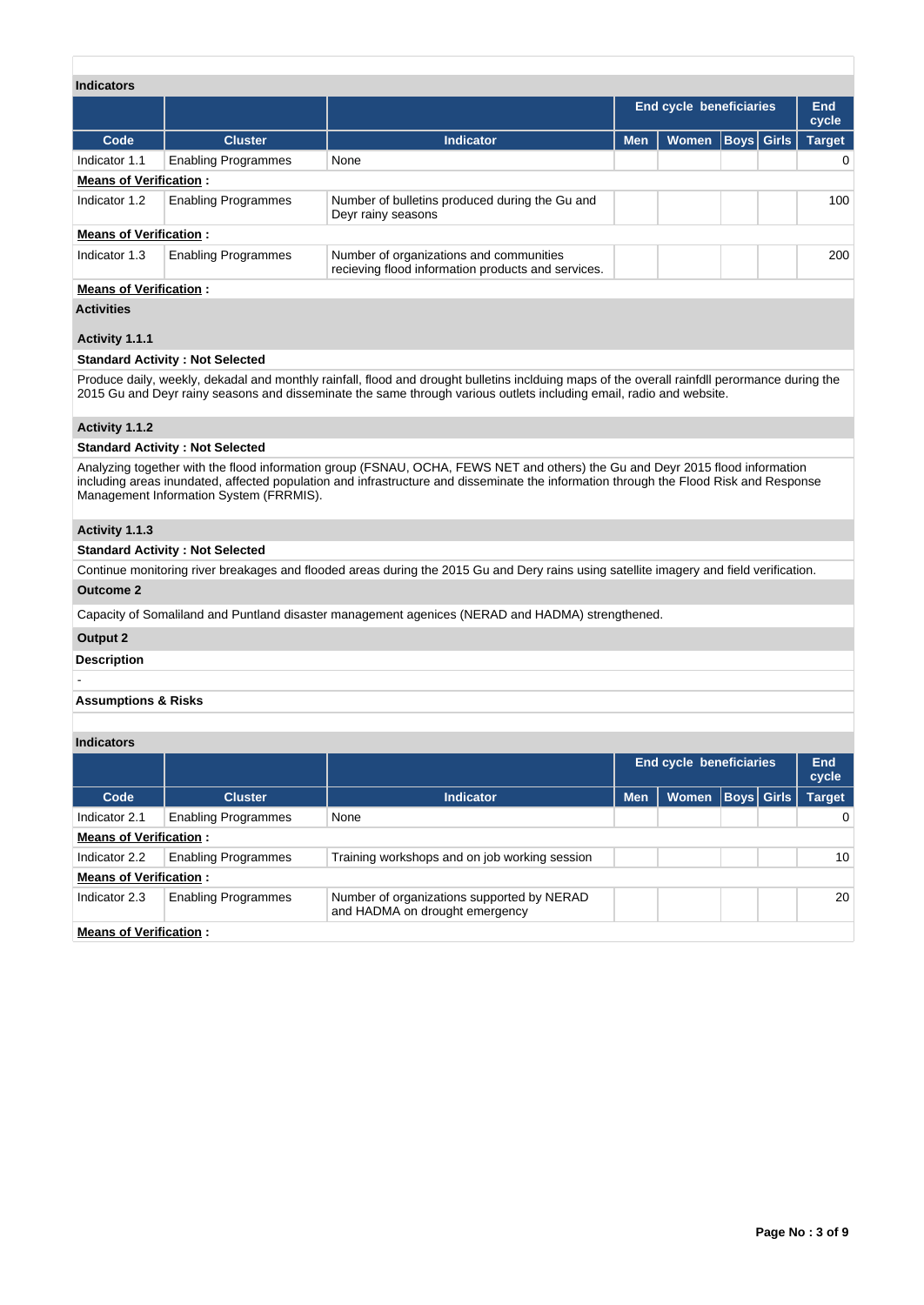**Indicators**

| Code | Cluster | Indicator | End cycle beneficiaries | | | | End cycle |
|---|---|---|---|---|---|---|---|
| | | | Men | Women | Boys | Girls | Target |
| Indicator 1.1 | Enabling Programmes | None | | | | | 0 |

**Means of Verification :**

| Code | Cluster | Indicator | Men | Women | Boys | Girls | Target |
|---|---|---|---|---|---|---|---|
| Indicator 1.2 | Enabling Programmes | Number of bulletins produced during the Gu and Deyr rainy seasons | | | | | 100 |

**Means of Verification :**

| Code | Cluster | Indicator | Men | Women | Boys | Girls | Target |
|---|---|---|---|---|---|---|---|
| Indicator 1.3 | Enabling Programmes | Number of organizations and communities recieving flood information products and services. | | | | | 200 |

**Means of Verification :**

**Activities**

**Activity 1.1.1**

**Standard Activity : Not Selected**

Produce daily, weekly, dekadal and monthly rainfall, flood and drought bulletins inclduing maps of the overall rainfdll perormance during the 2015 Gu and Deyr rainy seasons and disseminate the same through various outlets including email, radio and website.

**Activity 1.1.2**

**Standard Activity : Not Selected**

Analyzing together with the flood information group (FSNAU, OCHA, FEWS NET and others) the Gu and Deyr 2015 flood information including areas inundated, affected population and infrastructure and disseminate the information through the Flood Risk and Response Management Information System (FRRMIS).

**Activity 1.1.3**

**Standard Activity : Not Selected**

Continue monitoring river breakages and flooded areas during the 2015 Gu and Dery rains using satellite imagery and field verification.

**Outcome 2**

Capacity of Somaliland and Puntland disaster management agenices (NERAD and HADMA) strengthened.

**Output 2**

**Description**

-

**Assumptions & Risks**

**Indicators**

| Code | Cluster | Indicator | End cycle beneficiaries | | | | End cycle |
|---|---|---|---|---|---|---|---|
| | | | Men | Women | Boys | Girls | Target |
| Indicator 2.1 | Enabling Programmes | None | | | | | 0 |

**Means of Verification :**

| Code | Cluster | Indicator | Men | Women | Boys | Girls | Target |
|---|---|---|---|---|---|---|---|
| Indicator 2.2 | Enabling Programmes | Training workshops and on job working session | | | | | 10 |

**Means of Verification :**

| Code | Cluster | Indicator | Men | Women | Boys | Girls | Target |
|---|---|---|---|---|---|---|---|
| Indicator 2.3 | Enabling Programmes | Number of organizations supported by NERAD and HADMA on drought emergency | | | | | 20 |

**Means of Verification :**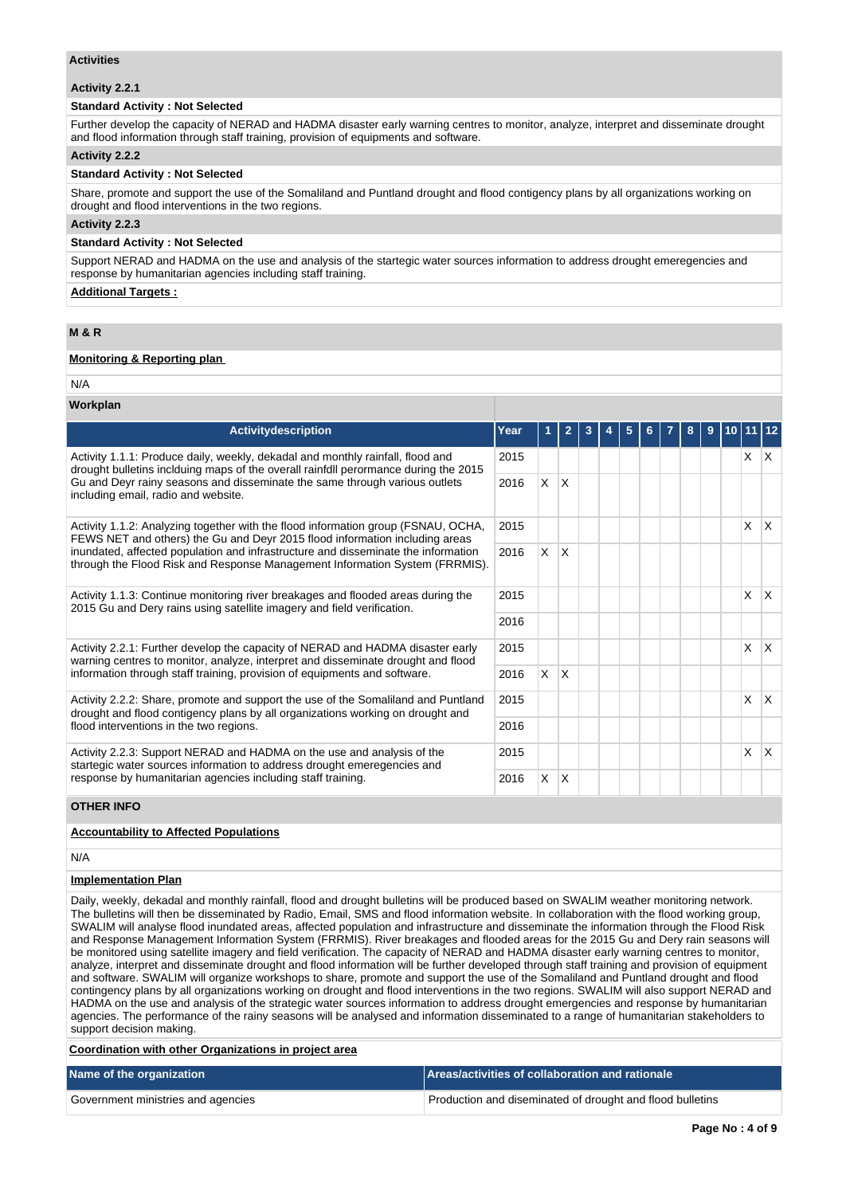### Activities

#### Activity 2.2.1

**Standard Activity : Not Selected**

Further develop the capacity of NERAD and HADMA disaster early warning centres to monitor, analyze, interpret and disseminate drought and flood information through staff training, provision of equipments and software.

#### Activity 2.2.2

**Standard Activity : Not Selected**

Share, promote and support the use of the Somaliland and Puntland drought and flood contigency plans by all organizations working on drought and flood interventions in the two regions.

#### Activity 2.2.3

**Standard Activity : Not Selected**

Support NERAD and HADMA on the use and analysis of the startegic water sources information to address drought emeregencies and response by humanitarian agencies including staff training.

**Additional Targets :**

## M & R

**Monitoring & Reporting plan**

N/A

### Workplan

| Activitydescription | Year | 1 | 2 | 3 | 4 | 5 | 6 | 7 | 8 | 9 | 10 | 11 | 12 |
|---|---|---|---|---|---|---|---|---|---|---|---|---|---|
| Activity 1.1.1: Produce daily, weekly, dekadal and monthly rainfall, flood and drought bulletins inclduing maps of the overall rainfdll perormance during the 2015 Gu and Deyr rainy seasons and disseminate the same through various outlets including email, radio and website. | 2015 | | | | | | | | | | | X | X |
| | 2016 | X | X | | | | | | | | | | |
| Activity 1.1.2: Analyzing together with the flood information group (FSNAU, OCHA, FEWS NET and others) the Gu and Deyr 2015 flood information including areas inundated, affected population and infrastructure and disseminate the information through the Flood Risk and Response Management Information System (FRRMIS). | 2015 | | | | | | | | | | | X | X |
| | 2016 | X | X | | | | | | | | | | |
| Activity 1.1.3: Continue monitoring river breakages and flooded areas during the 2015 Gu and Dery rains using satellite imagery and field verification. | 2015 | | | | | | | | | | | X | X |
| | 2016 | | | | | | | | | | | | |
| Activity 2.2.1: Further develop the capacity of NERAD and HADMA disaster early warning centres to monitor, analyze, interpret and disseminate drought and flood information through staff training, provision of equipments and software. | 2015 | | | | | | | | | | | X | X |
| | 2016 | X | X | | | | | | | | | | |
| Activity 2.2.2: Share, promote and support the use of the Somaliland and Puntland drought and flood contigency plans by all organizations working on drought and flood interventions in the two regions. | 2015 | | | | | | | | | | | X | X |
| | 2016 | | | | | | | | | | | | |
| Activity 2.2.3: Support NERAD and HADMA on the use and analysis of the startegic water sources information to address drought emeregencies and response by humanitarian agencies including staff training. | 2015 | | | | | | | | | | | X | X |
| | 2016 | X | X | | | | | | | | | | |

## OTHER INFO

**Accountability to Affected Populations**

N/A

**Implementation Plan**

Daily, weekly, dekadal and monthly rainfall, flood and drought bulletins will be produced based on SWALIM weather monitoring network. The bulletins will then be disseminated by Radio, Email, SMS and flood information website. In collaboration with the flood working group, SWALIM will analyse flood inundated areas, affected population and infrastructure and disseminate the information through the Flood Risk and Response Management Information System (FRRMIS). River breakages and flooded areas for the 2015 Gu and Dery rain seasons will be monitored using satellite imagery and field verification. The capacity of NERAD and HADMA disaster early warning centres to monitor, analyze, interpret and disseminate drought and flood information will be further developed through staff training and provision of equipment and software. SWALIM will organize workshops to share, promote and support the use of the Somaliland and Puntland drought and flood contingency plans by all organizations working on drought and flood interventions in the two regions. SWALIM will also support NERAD and HADMA on the use and analysis of the strategic water sources information to address drought emergencies and response by humanitarian agencies. The performance of the rainy seasons will be analysed and information disseminated to a range of humanitarian stakeholders to support decision making.

**Coordination with other Organizations in project area**

| Name of the organization | Areas/activities of collaboration and rationale |
|---|---|
| Government ministries and agencies | Production and diseminated of drought and flood bulletins |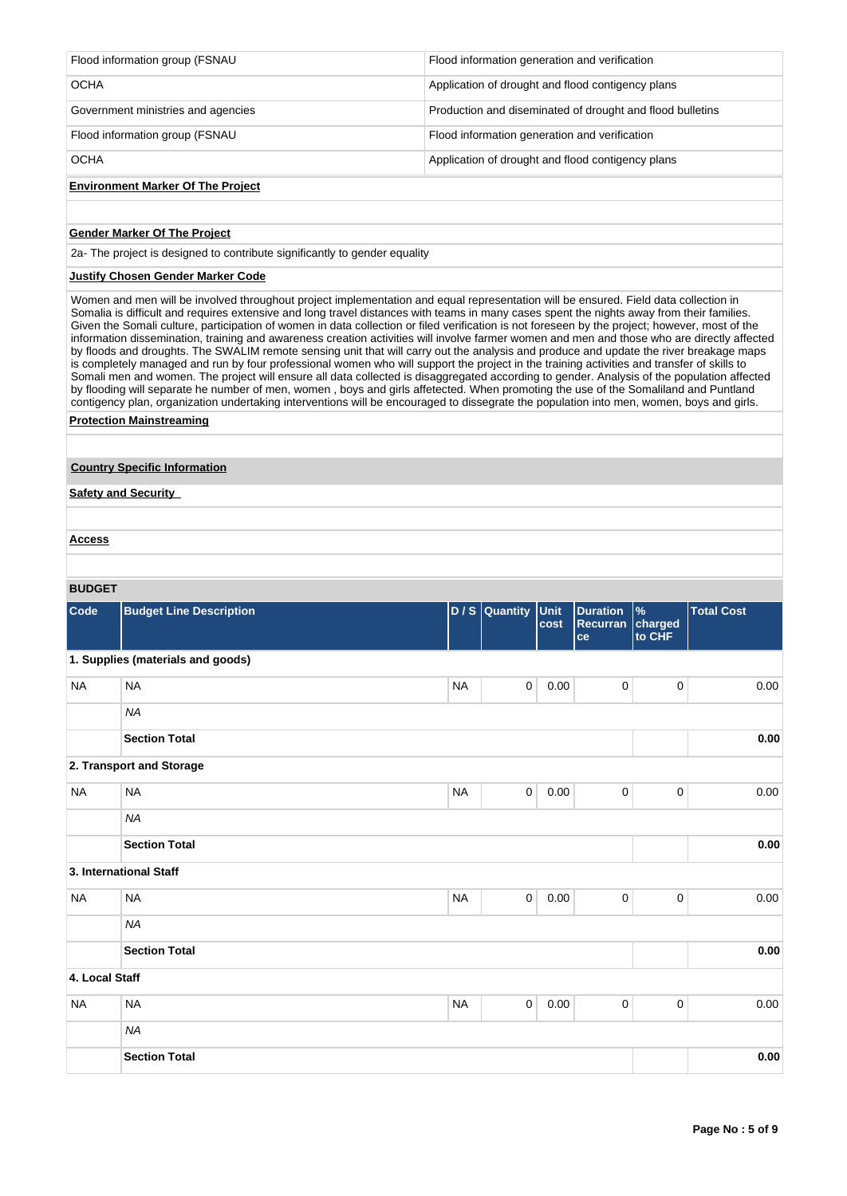| | |
|---|---|
| Flood information group (FSNAU | Flood information generation and verification |
| OCHA | Application of drought and flood contigency plans |
| Government ministries and agencies | Production and diseminated of drought and flood bulletins |
| Flood information group (FSNAU | Flood information generation and verification |
| OCHA | Application of drought and flood contigency plans |

**Environment Marker Of The Project**

**Gender Marker Of The Project**

2a- The project is designed to contribute significantly to gender equality

**Justify Chosen Gender Marker Code**

Women and men will be involved throughout project implementation and equal representation will be ensured. Field data collection in Somalia is difficult and requires extensive and long travel distances with teams in many cases spent the nights away from their families. Given the Somali culture, participation of women in data collection or filed verification is not foreseen by the project; however, most of the information dissemination, training and awareness creation activities will involve farmer women and men and those who are directly affected by floods and droughts. The SWALIM remote sensing unit that will carry out the analysis and produce and update the river breakage maps is completely managed and run by four professional women who will support the project in the training activities and transfer of skills to Somali men and women. The project will ensure all data collected is disaggregated according to gender. Analysis of the population affected by flooding will separate he number of men, women , boys and girls affetected. When promoting the use of the Somaliland and Puntland contigency plan, organization undertaking interventions will be encouraged to dissegrate the population into men, women, boys and girls.

**Protection Mainstreaming**

**Country Specific Information**

**Safety and Security**

**Access**

**BUDGET**

| Code | Budget Line Description | D / S | Quantity | Unit cost | Duration Recurrance | % charged to CHF | Total Cost |
|---|---|---|---|---|---|---|---|
| **1. Supplies (materials and goods)** | | | | | | | |
| NA | NA | NA | 0 | 0.00 | 0 | 0 | 0.00 |
| | *NA* | | | | | | |
| | **Section Total** | | | | | | **0.00** |
| **2. Transport and Storage** | | | | | | | |
| NA | NA | NA | 0 | 0.00 | 0 | 0 | 0.00 |
| | *NA* | | | | | | |
| | **Section Total** | | | | | | **0.00** |
| **3. International Staff** | | | | | | | |
| NA | NA | NA | 0 | 0.00 | 0 | 0 | 0.00 |
| | *NA* | | | | | | |
| | **Section Total** | | | | | | **0.00** |
| **4. Local Staff** | | | | | | | |
| NA | NA | NA | 0 | 0.00 | 0 | 0 | 0.00 |
| | *NA* | | | | | | |
| | **Section Total** | | | | | | **0.00** |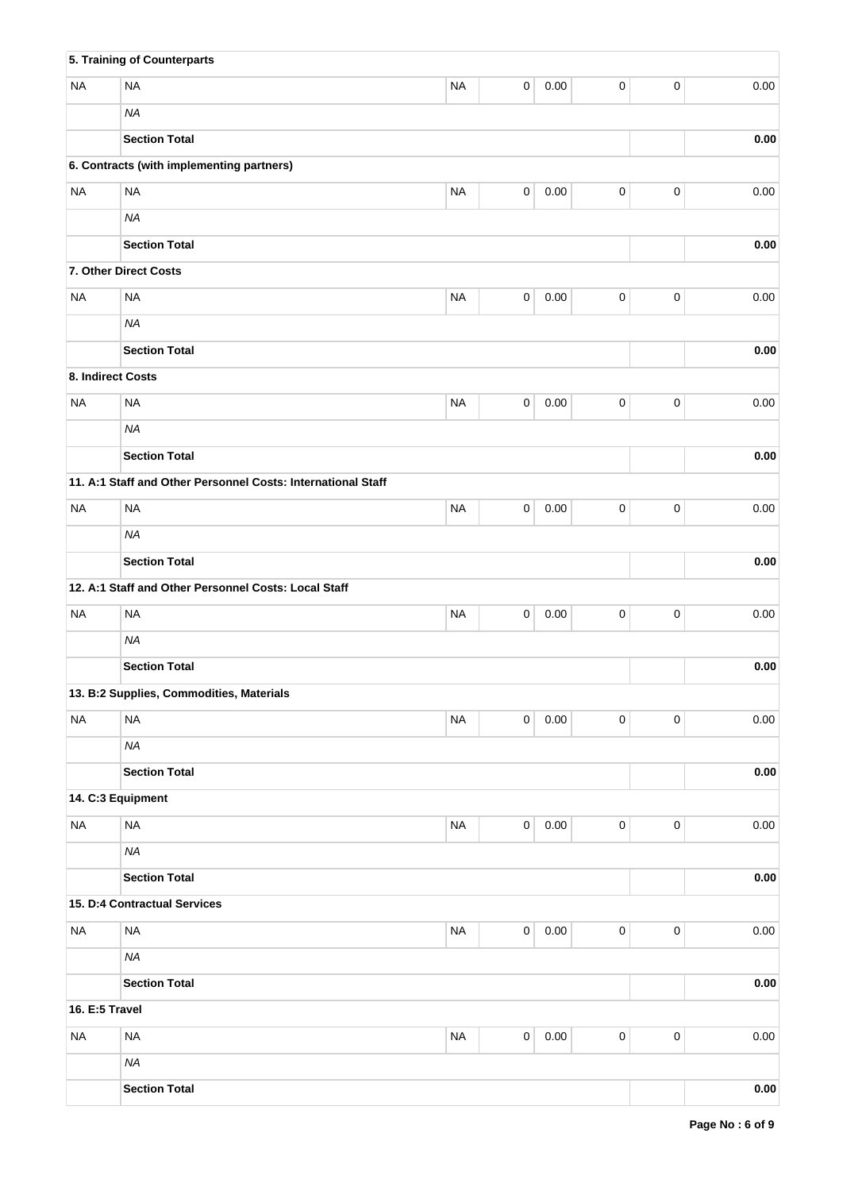| | 5. Training of Counterparts | | | | | | |
|---|---|---|---|---|---|---|---|
| NA | NA | NA | 0 | 0.00 | 0 | 0 | 0.00 |
| | *NA* | | | | | | |
| | **Section Total** | | | | | | **0.00** |
| | **6. Contracts (with implementing partners)** | | | | | | |
| NA | NA | NA | 0 | 0.00 | 0 | 0 | 0.00 |
| | *NA* | | | | | | |
| | **Section Total** | | | | | | **0.00** |
| | **7. Other Direct Costs** | | | | | | |
| NA | NA | NA | 0 | 0.00 | 0 | 0 | 0.00 |
| | *NA* | | | | | | |
| | **Section Total** | | | | | | **0.00** |
| **8. Indirect Costs** | | | | | | | |
| NA | NA | NA | 0 | 0.00 | 0 | 0 | 0.00 |
| | *NA* | | | | | | |
| | **Section Total** | | | | | | **0.00** |
| | **11. A:1 Staff and Other Personnel Costs: International Staff** | | | | | | |
| NA | NA | NA | 0 | 0.00 | 0 | 0 | 0.00 |
| | *NA* | | | | | | |
| | **Section Total** | | | | | | **0.00** |
| | **12. A:1 Staff and Other Personnel Costs: Local Staff** | | | | | | |
| NA | NA | NA | 0 | 0.00 | 0 | 0 | 0.00 |
| | *NA* | | | | | | |
| | **Section Total** | | | | | | **0.00** |
| | **13. B:2 Supplies, Commodities, Materials** | | | | | | |
| NA | NA | NA | 0 | 0.00 | 0 | 0 | 0.00 |
| | *NA* | | | | | | |
| | **Section Total** | | | | | | **0.00** |
| **14. C:3 Equipment** | | | | | | | |
| NA | NA | NA | 0 | 0.00 | 0 | 0 | 0.00 |
| | *NA* | | | | | | |
| | **Section Total** | | | | | | **0.00** |
| | **15. D:4 Contractual Services** | | | | | | |
| NA | NA | NA | 0 | 0.00 | 0 | 0 | 0.00 |
| | *NA* | | | | | | |
| | **Section Total** | | | | | | **0.00** |
| **16. E:5 Travel** | | | | | | | |
| NA | NA | NA | 0 | 0.00 | 0 | 0 | 0.00 |
| | *NA* | | | | | | |
| | **Section Total** | | | | | | **0.00** |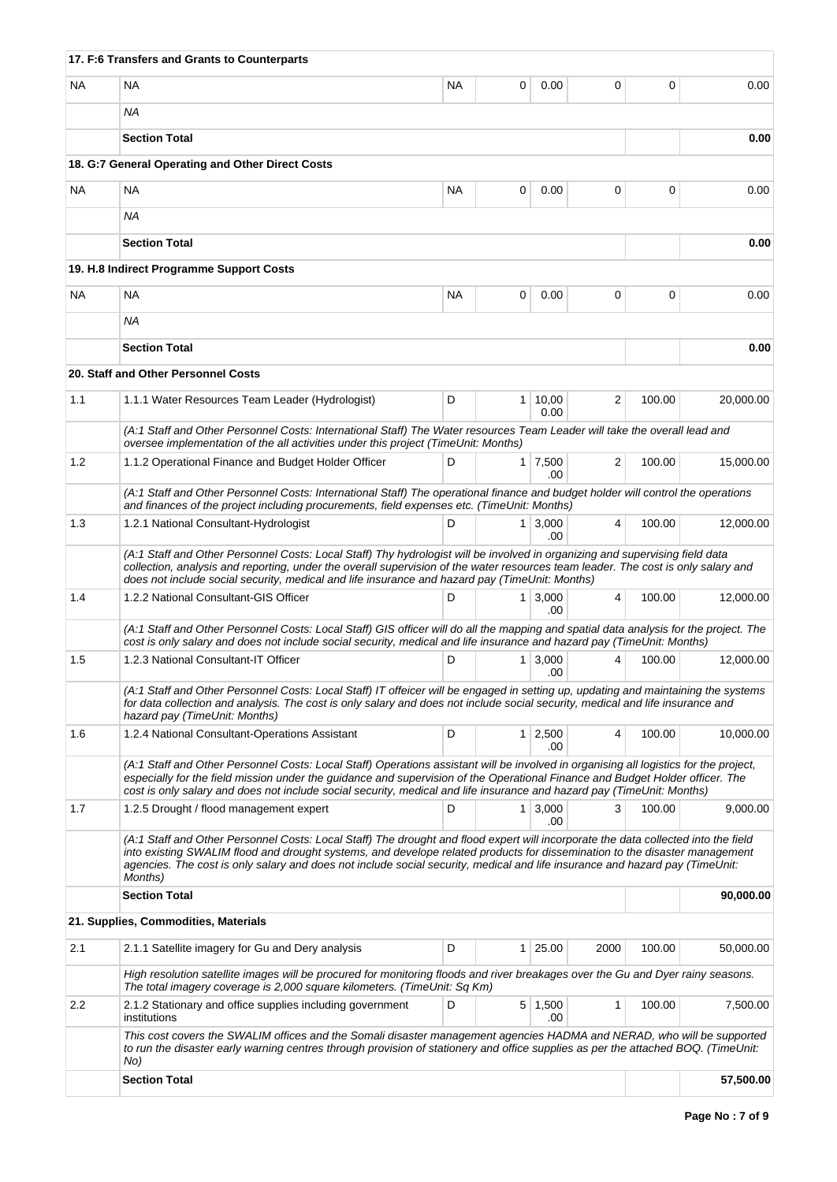| | | | | | | | |
|---|---|---|---|---|---|---|---|
| | **17. F:6 Transfers and Grants to Counterparts** | | | | | | |
| NA | NA | NA | 0 | 0.00 | 0 | 0 | 0.00 |
| | *NA* | | | | | | |
| | **Section Total** | | | | | | **0.00** |
| | **18. G:7 General Operating and Other Direct Costs** | | | | | | |
| NA | NA | NA | 0 | 0.00 | 0 | 0 | 0.00 |
| | *NA* | | | | | | |
| | **Section Total** | | | | | | **0.00** |
| | **19. H.8 Indirect Programme Support Costs** | | | | | | |
| NA | NA | NA | 0 | 0.00 | 0 | 0 | 0.00 |
| | *NA* | | | | | | |
| | **Section Total** | | | | | | **0.00** |
| | **20. Staff and Other Personnel Costs** | | | | | | |
| 1.1 | 1.1.1 Water Resources Team Leader (Hydrologist) | D | 1 | 10,000.00 | 2 | 100.00 | 20,000.00 |
| | *(A:1 Staff and Other Personnel Costs: International Staff) The Water resources Team Leader will take the overall lead and oversee implementation of the all activities under this project (TimeUnit: Months)* | | | | | | |
| 1.2 | 1.1.2 Operational Finance and Budget Holder Officer | D | 1 | 7,500.00 | 2 | 100.00 | 15,000.00 |
| | *(A:1 Staff and Other Personnel Costs: International Staff) The operational finance and budget holder will control the operations and finances of the project including procurements, field expenses etc. (TimeUnit: Months)* | | | | | | |
| 1.3 | 1.2.1 National Consultant-Hydrologist | D | 1 | 3,000.00 | 4 | 100.00 | 12,000.00 |
| | *(A:1 Staff and Other Personnel Costs: Local Staff) Thy hydrologist will be involved in organizing and supervising field data collection, analysis and reporting, under the overall supervision of the water resources team leader. The cost is only salary and does not include social security, medical and life insurance and hazard pay (TimeUnit: Months)* | | | | | | |
| 1.4 | 1.2.2 National Consultant-GIS Officer | D | 1 | 3,000.00 | 4 | 100.00 | 12,000.00 |
| | *(A:1 Staff and Other Personnel Costs: Local Staff) GIS officer will do all the mapping and spatial data analysis for the project. The cost is only salary and does not include social security, medical and life insurance and hazard pay (TimeUnit: Months)* | | | | | | |
| 1.5 | 1.2.3 National Consultant-IT Officer | D | 1 | 3,000.00 | 4 | 100.00 | 12,000.00 |
| | *(A:1 Staff and Other Personnel Costs: Local Staff) IT offeicer will be engaged in setting up, updating and maintaining the systems for data collection and analysis. The cost is only salary and does not include social security, medical and life insurance and hazard pay (TimeUnit: Months)* | | | | | | |
| 1.6 | 1.2.4 National Consultant-Operations Assistant | D | 1 | 2,500.00 | 4 | 100.00 | 10,000.00 |
| | *(A:1 Staff and Other Personnel Costs: Local Staff) Operations assistant will be involved in organising all logistics for the project, especially for the field mission under the guidance and supervision of the Operational Finance and Budget Holder officer. The cost is only salary and does not include social security, medical and life insurance and hazard pay (TimeUnit: Months)* | | | | | | |
| 1.7 | 1.2.5 Drought / flood management expert | D | 1 | 3,000.00 | 3 | 100.00 | 9,000.00 |
| | *(A:1 Staff and Other Personnel Costs: Local Staff) The drought and flood expert will incorporate the data collected into the field into existing SWALIM flood and drought systems, and develope related products for dissemination to the disaster management agencies. The cost is only salary and does not include social security, medical and life insurance and hazard pay (TimeUnit: Months)* | | | | | | |
| | **Section Total** | | | | | | **90,000.00** |
| | **21. Supplies, Commodities, Materials** | | | | | | |
| 2.1 | 2.1.1 Satellite imagery for Gu and Dery analysis | D | 1 | 25.00 | 2000 | 100.00 | 50,000.00 |
| | *High resolution satellite images will be procured for monitoring floods and river breakages over the Gu and Dyer rainy seasons. The total imagery coverage is 2,000 square kilometers. (TimeUnit: Sq Km)* | | | | | | |
| 2.2 | 2.1.2 Stationary and office supplies including government institutions | D | 5 | 1,500.00 | 1 | 100.00 | 7,500.00 |
| | *This cost covers the SWALIM offices and the Somali disaster management agencies HADMA and NERAD, who will be supported to run the disaster early warning centres through provision of stationery and office supplies as per the attached BOQ. (TimeUnit: No)* | | | | | | |
| | **Section Total** | | | | | | **57,500.00** |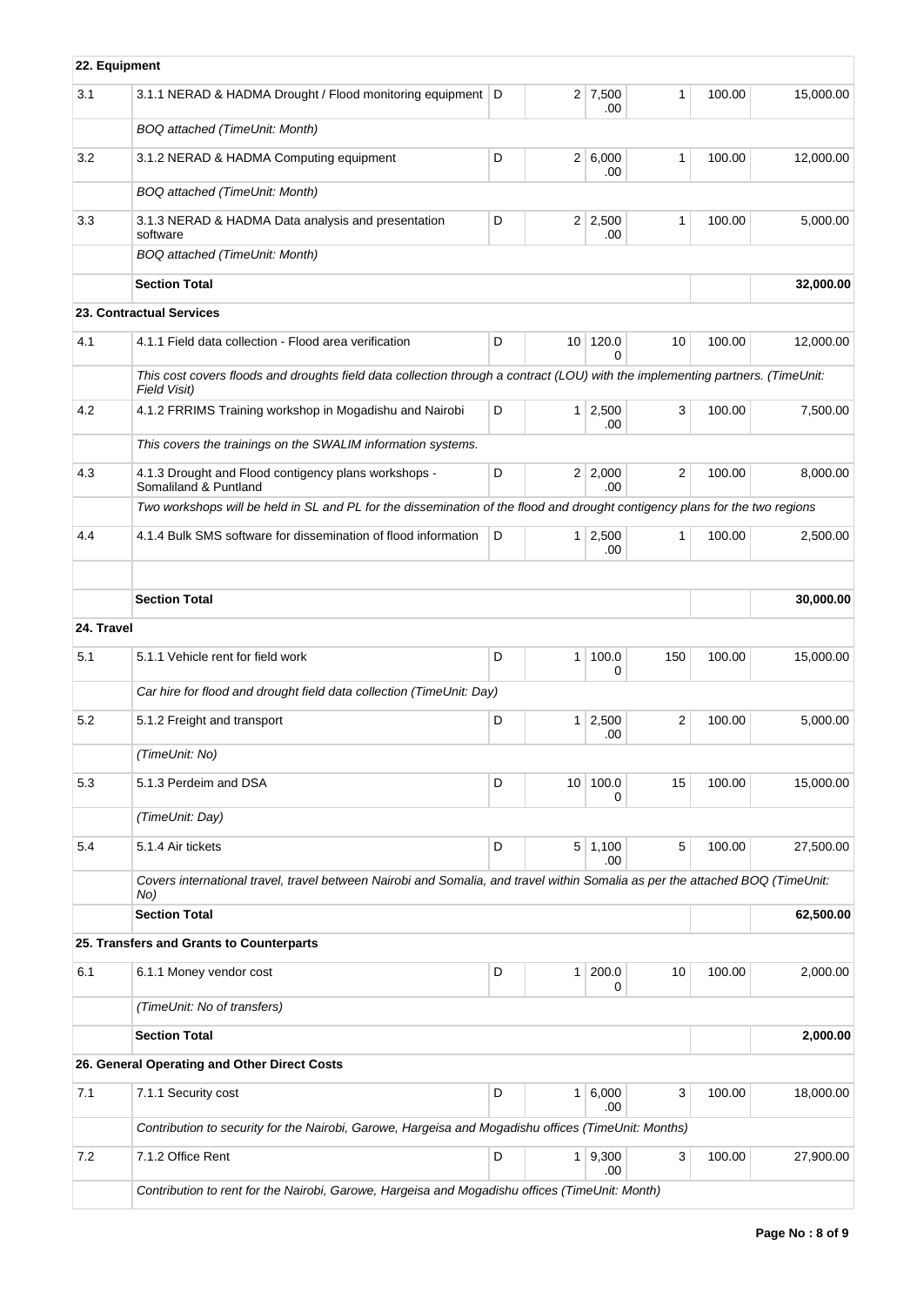| | | | | | | | |
|---|---|---|---|---|---|---|---|
| **22. Equipment** | | | | | | | |
| 3.1 | 3.1.1 NERAD & HADMA Drought / Flood monitoring equipment | D | 2 | 7,500.00 | 1 | 100.00 | 15,000.00 |
| | *BOQ attached (TimeUnit: Month)* | | | | | | |
| 3.2 | 3.1.2 NERAD & HADMA Computing equipment | D | 2 | 6,000.00 | 1 | 100.00 | 12,000.00 |
| | *BOQ attached (TimeUnit: Month)* | | | | | | |
| 3.3 | 3.1.3 NERAD & HADMA Data analysis and presentation software | D | 2 | 2,500.00 | 1 | 100.00 | 5,000.00 |
| | *BOQ attached (TimeUnit: Month)* | | | | | | |
| | **Section Total** | | | | | | **32,000.00** |
| **23. Contractual Services** | | | | | | | |
| 4.1 | 4.1.1 Field data collection - Flood area verification | D | 10 | 120.00 | 10 | 100.00 | 12,000.00 |
| | *This cost covers floods and droughts field data collection through a contract (LOU) with the implementing partners. (TimeUnit: Field Visit)* | | | | | | |
| 4.2 | 4.1.2 FRRIMS Training workshop in Mogadishu and Nairobi | D | 1 | 2,500.00 | 3 | 100.00 | 7,500.00 |
| | *This covers the trainings on the SWALIM information systems.* | | | | | | |
| 4.3 | 4.1.3 Drought and Flood contigency plans workshops - Somaliland & Puntland | D | 2 | 2,000.00 | 2 | 100.00 | 8,000.00 |
| | *Two workshops will be held in SL and PL for the dissemination of the flood and drought contigency plans for the two regions* | | | | | | |
| 4.4 | 4.1.4 Bulk SMS software for dissemination of flood information | D | 1 | 2,500.00 | 1 | 100.00 | 2,500.00 |
| | | | | | | | |
| | **Section Total** | | | | | | **30,000.00** |
| **24. Travel** | | | | | | | |
| 5.1 | 5.1.1 Vehicle rent for field work | D | 1 | 100.00 | 150 | 100.00 | 15,000.00 |
| | *Car hire for flood and drought field data collection (TimeUnit: Day)* | | | | | | |
| 5.2 | 5.1.2 Freight and transport | D | 1 | 2,500.00 | 2 | 100.00 | 5,000.00 |
| | *(TimeUnit: No)* | | | | | | |
| 5.3 | 5.1.3 Perdeim and DSA | D | 10 | 100.00 | 15 | 100.00 | 15,000.00 |
| | *(TimeUnit: Day)* | | | | | | |
| 5.4 | 5.1.4 Air tickets | D | 5 | 1,100.00 | 5 | 100.00 | 27,500.00 |
| | *Covers international travel, travel between Nairobi and Somalia, and travel within Somalia as per the attached BOQ (TimeUnit: No)* | | | | | | |
| | **Section Total** | | | | | | **62,500.00** |
| **25. Transfers and Grants to Counterparts** | | | | | | | |
| 6.1 | 6.1.1 Money vendor cost | D | 1 | 200.00 | 10 | 100.00 | 2,000.00 |
| | *(TimeUnit: No of transfers)* | | | | | | |
| | **Section Total** | | | | | | **2,000.00** |
| **26. General Operating and Other Direct Costs** | | | | | | | |
| 7.1 | 7.1.1 Security cost | D | 1 | 6,000.00 | 3 | 100.00 | 18,000.00 |
| | *Contribution to security for the Nairobi, Garowe, Hargeisa and Mogadishu offices (TimeUnit: Months)* | | | | | | |
| 7.2 | 7.1.2 Office Rent | D | 1 | 9,300.00 | 3 | 100.00 | 27,900.00 |
| | *Contribution to rent for the Nairobi, Garowe, Hargeisa and Mogadishu offices (TimeUnit: Month)* | | | | | | |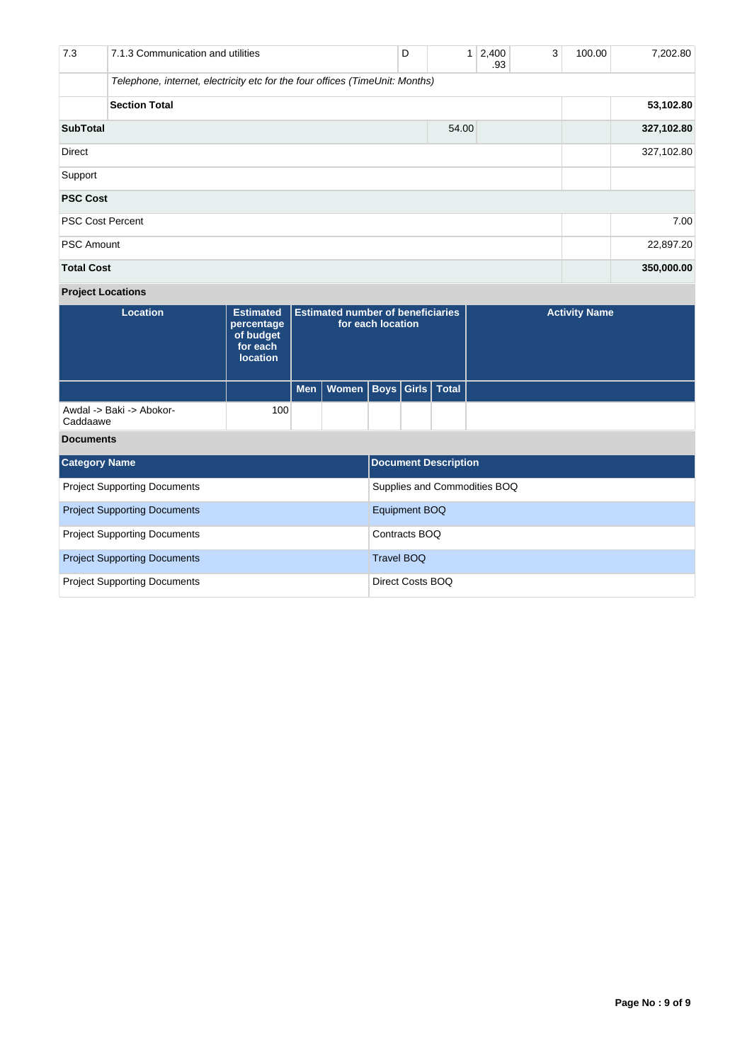| | | | | | | | |
|---|---|---|---|---|---|---|---|
| 7.3 | 7.1.3 Communication and utilities | D | 1 | 2,400.93 | 3 | 100.00 | 7,202.80 |
| | *Telephone, internet, electricity etc for the four offices (TimeUnit: Months)* | | | | | | |
| | **Section Total** | | | | | | **53,102.80** |
| **SubTotal** | | | 54.00 | | | | **327,102.80** |
| Direct | | | | | | | 327,102.80 |
| Support | | | | | | | |
| **PSC Cost** | | | | | | | |
| PSC Cost Percent | | | | | | | 7.00 |
| PSC Amount | | | | | | | 22,897.20 |
| **Total Cost** | | | | | | | **350,000.00** |

**Project Locations**

| Location | Estimated percentage of budget for each location | Estimated number of beneficiaries for each location | | | | | Activity Name |
|---|---|---|---|---|---|---|---|
| | | Men | Women | Boys | Girls | Total | |
| Awdal -> Baki -> Abokor-Caddaawe | 100 | | | | | | |

**Documents**

| Category Name | Document Description |
|---|---|
| Project Supporting Documents | Supplies and Commodities BOQ |
| Project Supporting Documents | Equipment BOQ |
| Project Supporting Documents | Contracts BOQ |
| Project Supporting Documents | Travel BOQ |
| Project Supporting Documents | Direct Costs BOQ |